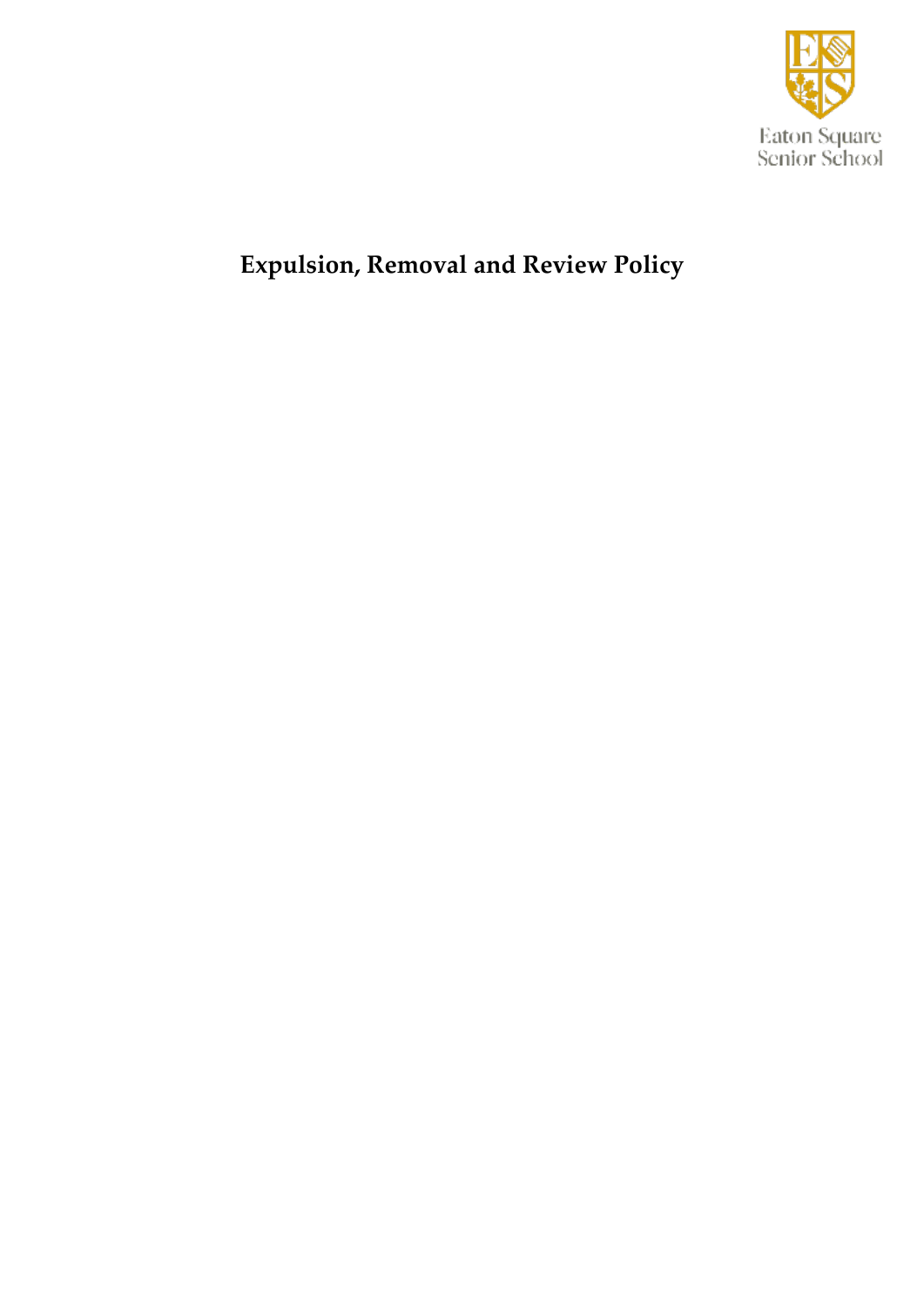Eaton Square Senior School

# Expulsion, Removal and Review Policy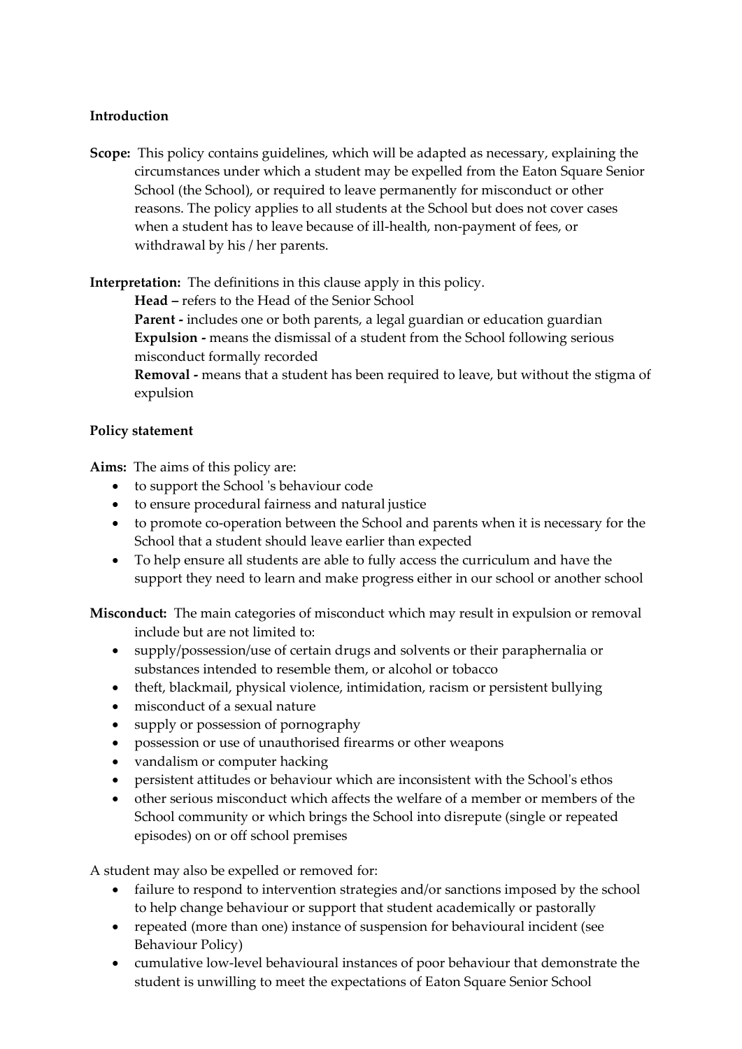**Introduction**

**Scope:** This policy contains guidelines, which will be adapted as necessary, explaining the circumstances under which a student may be expelled from the Eaton Square Senior School (the School), or required to leave permanently for misconduct or other reasons. The policy applies to all students at the School but does not cover cases when a student has to leave because of ill-health, non-payment of fees, or withdrawal by his / her parents.

**Interpretation:** The definitions in this clause apply in this policy.

**Head –** refers to the Head of the Senior School

**Parent -** includes one or both parents, a legal guardian or education guardian

**Expulsion -** means the dismissal of a student from the School following serious misconduct formally recorded

**Removal -** means that a student has been required to leave, but without the stigma of expulsion

**Policy statement**

**Aims:** The aims of this policy are:

- to support the School 's behaviour code
- to ensure procedural fairness and natural justice
- to promote co-operation between the School and parents when it is necessary for the School that a student should leave earlier than expected
- To help ensure all students are able to fully access the curriculum and have the support they need to learn and make progress either in our school or another school

**Misconduct:** The main categories of misconduct which may result in expulsion or removal include but are not limited to:

- supply/possession/use of certain drugs and solvents or their paraphernalia or substances intended to resemble them, or alcohol or tobacco
- theft, blackmail, physical violence, intimidation, racism or persistent bullying
- misconduct of a sexual nature
- supply or possession of pornography
- possession or use of unauthorised firearms or other weapons
- vandalism or computer hacking
- persistent attitudes or behaviour which are inconsistent with the School's ethos
- other serious misconduct which affects the welfare of a member or members of the School community or which brings the School into disrepute (single or repeated episodes) on or off school premises

A student may also be expelled or removed for:

- failure to respond to intervention strategies and/or sanctions imposed by the school to help change behaviour or support that student academically or pastorally
- repeated (more than one) instance of suspension for behavioural incident (see Behaviour Policy)
- cumulative low-level behavioural instances of poor behaviour that demonstrate the student is unwilling to meet the expectations of Eaton Square Senior School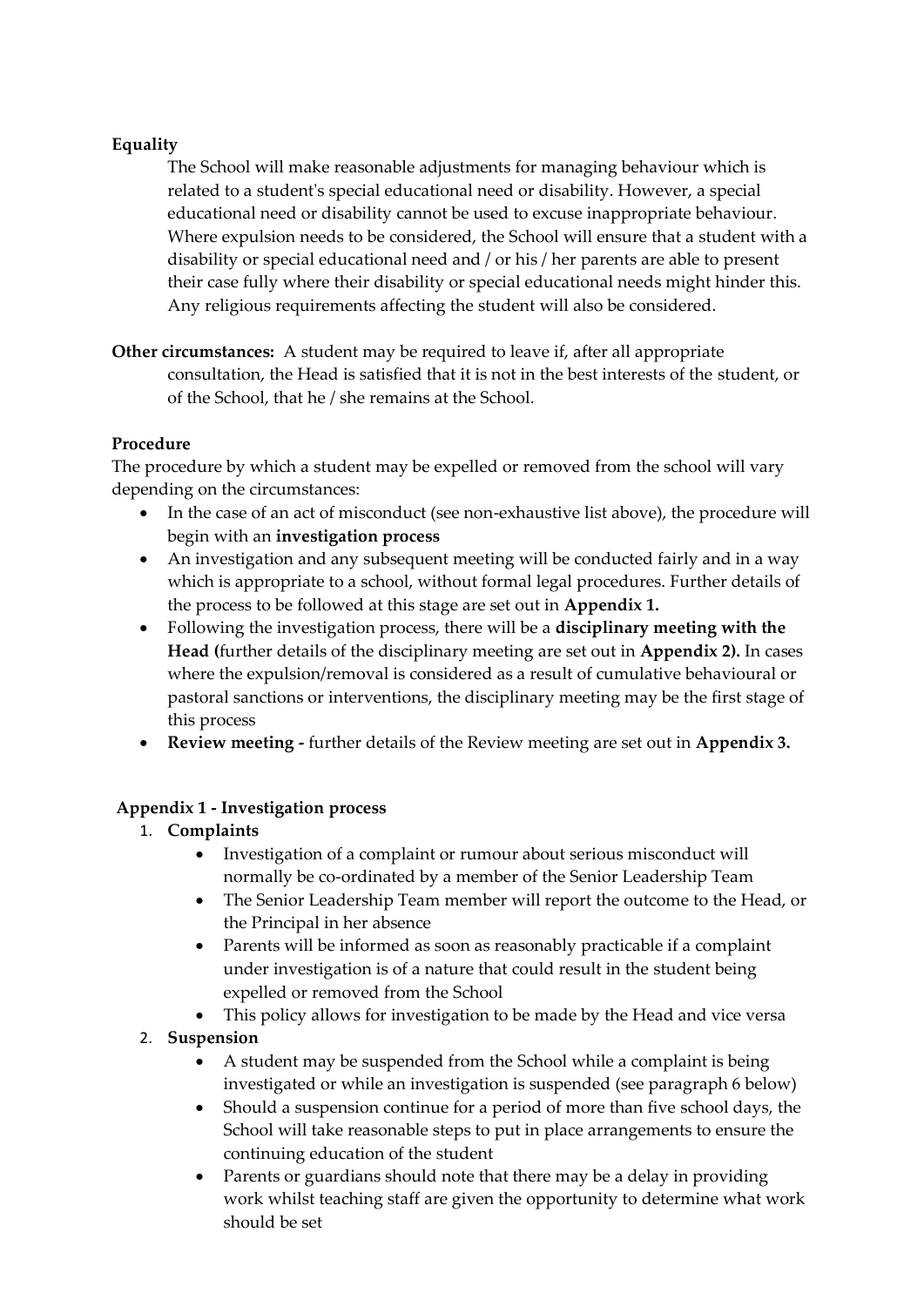**Equality**

The School will make reasonable adjustments for managing behaviour which is related to a student's special educational need or disability. However, a special educational need or disability cannot be used to excuse inappropriate behaviour. Where expulsion needs to be considered, the School will ensure that a student with a disability or special educational need and / or his / her parents are able to present their case fully where their disability or special educational needs might hinder this. Any religious requirements affecting the student will also be considered.

**Other circumstances:** A student may be required to leave if, after all appropriate consultation, the Head is satisfied that it is not in the best interests of the student, or of the School, that he / she remains at the School.

**Procedure**

The procedure by which a student may be expelled or removed from the school will vary depending on the circumstances:

- In the case of an act of misconduct (see non-exhaustive list above), the procedure will begin with an **investigation process**
- An investigation and any subsequent meeting will be conducted fairly and in a way which is appropriate to a school, without formal legal procedures. Further details of the process to be followed at this stage are set out in **Appendix 1.**
- Following the investigation process, there will be a **disciplinary meeting with the Head (**further details of the disciplinary meeting are set out in **Appendix 2).** In cases where the expulsion/removal is considered as a result of cumulative behavioural or pastoral sanctions or interventions, the disciplinary meeting may be the first stage of this process
- **Review meeting -** further details of the Review meeting are set out in **Appendix 3.**

**Appendix 1 - Investigation process**

1. **Complaints**
   - Investigation of a complaint or rumour about serious misconduct will normally be co-ordinated by a member of the Senior Leadership Team
   - The Senior Leadership Team member will report the outcome to the Head, or the Principal in her absence
   - Parents will be informed as soon as reasonably practicable if a complaint under investigation is of a nature that could result in the student being expelled or removed from the School
   - This policy allows for investigation to be made by the Head and vice versa
2. **Suspension**
   - A student may be suspended from the School while a complaint is being investigated or while an investigation is suspended (see paragraph 6 below)
   - Should a suspension continue for a period of more than five school days, the School will take reasonable steps to put in place arrangements to ensure the continuing education of the student
   - Parents or guardians should note that there may be a delay in providing work whilst teaching staff are given the opportunity to determine what work should be set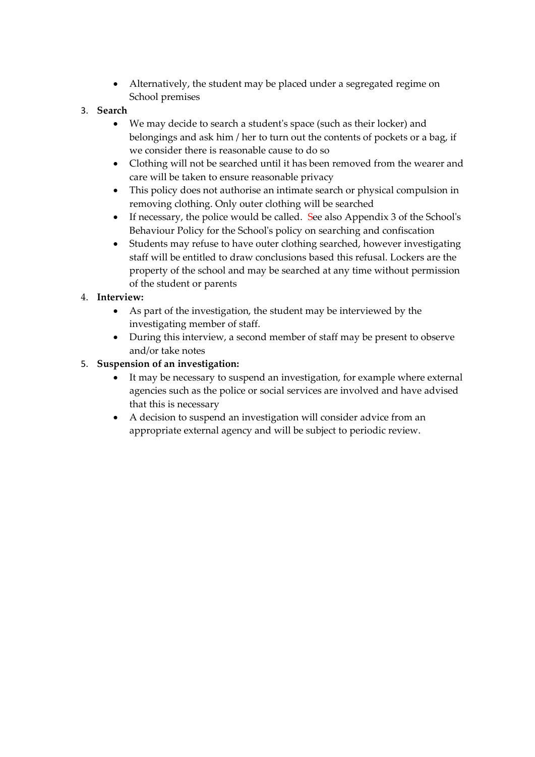- Alternatively, the student may be placed under a segregated regime on School premises

3. **Search**
    - We may decide to search a student's space (such as their locker) and belongings and ask him / her to turn out the contents of pockets or a bag, if we consider there is reasonable cause to do so
    - Clothing will not be searched until it has been removed from the wearer and care will be taken to ensure reasonable privacy
    - This policy does not authorise an intimate search or physical compulsion in removing clothing. Only outer clothing will be searched
    - If necessary, the police would be called. See also Appendix 3 of the School's Behaviour Policy for the School's policy on searching and confiscation
    - Students may refuse to have outer clothing searched, however investigating staff will be entitled to draw conclusions based this refusal. Lockers are the property of the school and may be searched at any time without permission of the student or parents

4. **Interview:**
    - As part of the investigation, the student may be interviewed by the investigating member of staff.
    - During this interview, a second member of staff may be present to observe and/or take notes

5. **Suspension of an investigation:**
    - It may be necessary to suspend an investigation, for example where external agencies such as the police or social services are involved and have advised that this is necessary
    - A decision to suspend an investigation will consider advice from an appropriate external agency and will be subject to periodic review.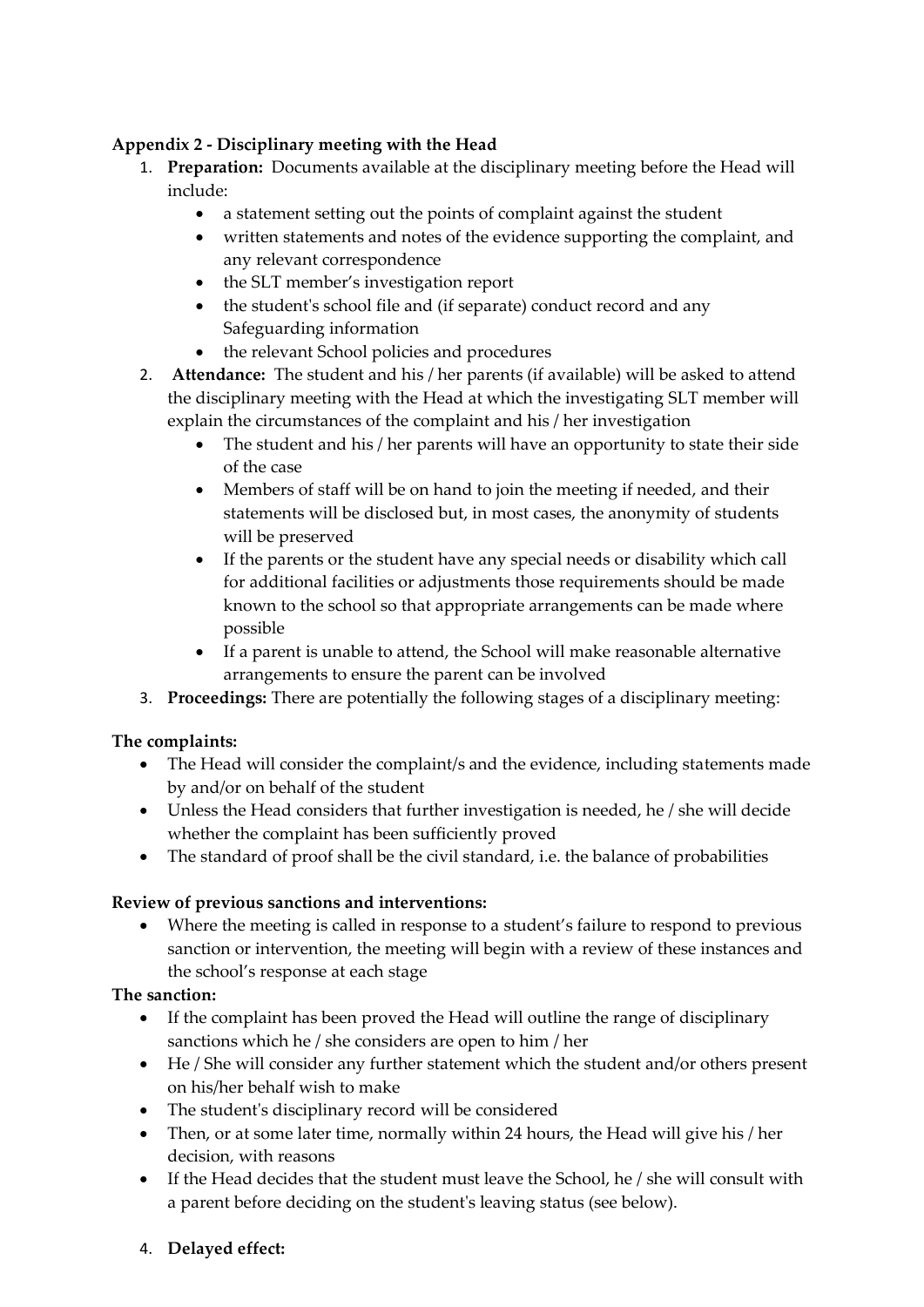**Appendix 2 - Disciplinary meeting with the Head**

1. **Preparation:** Documents available at the disciplinary meeting before the Head will include:
    - a statement setting out the points of complaint against the student
    - written statements and notes of the evidence supporting the complaint, and any relevant correspondence
    - the SLT member's investigation report
    - the student's school file and (if separate) conduct record and any Safeguarding information
    - the relevant School policies and procedures
2. **Attendance:** The student and his / her parents (if available) will be asked to attend the disciplinary meeting with the Head at which the investigating SLT member will explain the circumstances of the complaint and his / her investigation
    - The student and his / her parents will have an opportunity to state their side of the case
    - Members of staff will be on hand to join the meeting if needed, and their statements will be disclosed but, in most cases, the anonymity of students will be preserved
    - If the parents or the student have any special needs or disability which call for additional facilities or adjustments those requirements should be made known to the school so that appropriate arrangements can be made where possible
    - If a parent is unable to attend, the School will make reasonable alternative arrangements to ensure the parent can be involved
3. **Proceedings:** There are potentially the following stages of a disciplinary meeting:

**The complaints:**

- The Head will consider the complaint/s and the evidence, including statements made by and/or on behalf of the student
- Unless the Head considers that further investigation is needed, he / she will decide whether the complaint has been sufficiently proved
- The standard of proof shall be the civil standard, i.e. the balance of probabilities

**Review of previous sanctions and interventions:**

- Where the meeting is called in response to a student's failure to respond to previous sanction or intervention, the meeting will begin with a review of these instances and the school's response at each stage

**The sanction:**

- If the complaint has been proved the Head will outline the range of disciplinary sanctions which he / she considers are open to him / her
- He / She will consider any further statement which the student and/or others present on his/her behalf wish to make
- The student's disciplinary record will be considered
- Then, or at some later time, normally within 24 hours, the Head will give his / her decision, with reasons
- If the Head decides that the student must leave the School, he / she will consult with a parent before deciding on the student's leaving status (see below).

4. **Delayed effect:**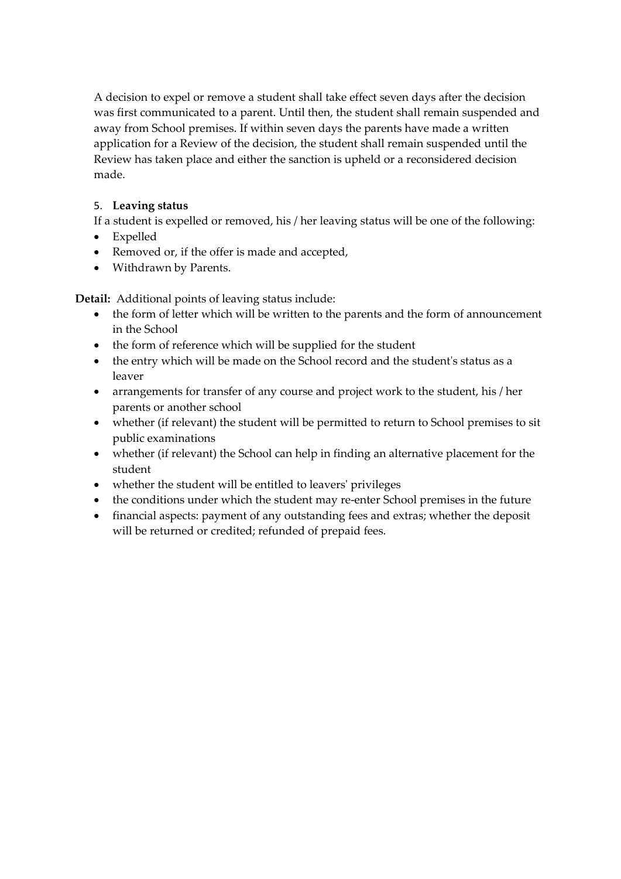A decision to expel or remove a student shall take effect seven days after the decision was first communicated to a parent. Until then, the student shall remain suspended and away from School premises. If within seven days the parents have made a written application for a Review of the decision, the student shall remain suspended until the Review has taken place and either the sanction is upheld or a reconsidered decision made.

5. **Leaving status**

If a student is expelled or removed, his / her leaving status will be one of the following:

- Expelled
- Removed or, if the offer is made and accepted,
- Withdrawn by Parents.

**Detail:** Additional points of leaving status include:

- the form of letter which will be written to the parents and the form of announcement in the School
- the form of reference which will be supplied for the student
- the entry which will be made on the School record and the student's status as a leaver
- arrangements for transfer of any course and project work to the student, his / her parents or another school
- whether (if relevant) the student will be permitted to return to School premises to sit public examinations
- whether (if relevant) the School can help in finding an alternative placement for the student
- whether the student will be entitled to leavers' privileges
- the conditions under which the student may re-enter School premises in the future
- financial aspects: payment of any outstanding fees and extras; whether the deposit will be returned or credited; refunded of prepaid fees.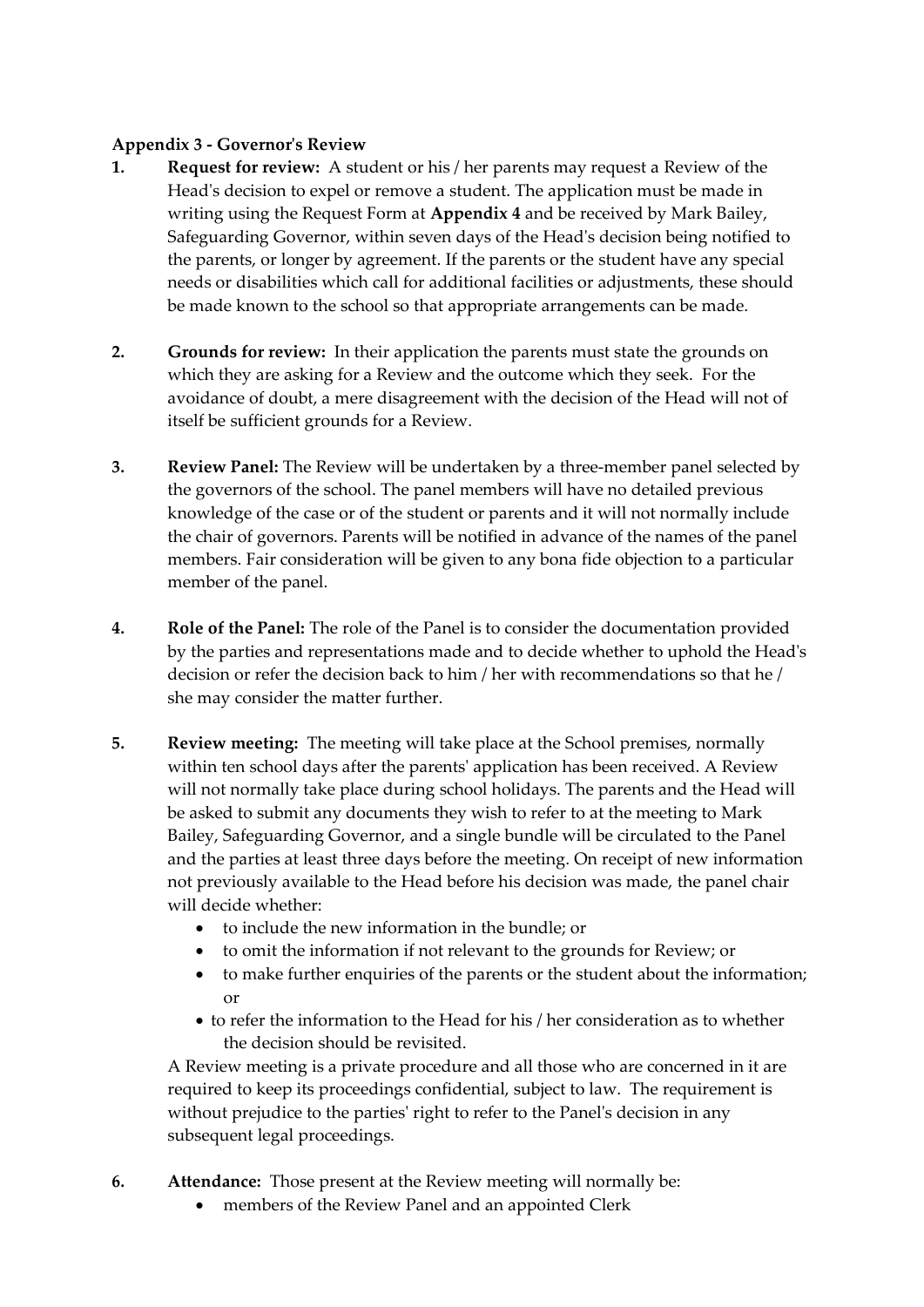**Appendix 3 - Governor's Review**

1. **Request for review:** A student or his / her parents may request a Review of the Head's decision to expel or remove a student. The application must be made in writing using the Request Form at **Appendix 4** and be received by Mark Bailey, Safeguarding Governor, within seven days of the Head's decision being notified to the parents, or longer by agreement. If the parents or the student have any special needs or disabilities which call for additional facilities or adjustments, these should be made known to the school so that appropriate arrangements can be made.

2. **Grounds for review:** In their application the parents must state the grounds on which they are asking for a Review and the outcome which they seek. For the avoidance of doubt, a mere disagreement with the decision of the Head will not of itself be sufficient grounds for a Review.

3. **Review Panel:** The Review will be undertaken by a three-member panel selected by the governors of the school. The panel members will have no detailed previous knowledge of the case or of the student or parents and it will not normally include the chair of governors. Parents will be notified in advance of the names of the panel members. Fair consideration will be given to any bona fide objection to a particular member of the panel.

4. **Role of the Panel:** The role of the Panel is to consider the documentation provided by the parties and representations made and to decide whether to uphold the Head's decision or refer the decision back to him / her with recommendations so that he / she may consider the matter further.

5. **Review meeting:** The meeting will take place at the School premises, normally within ten school days after the parents' application has been received. A Review will not normally take place during school holidays. The parents and the Head will be asked to submit any documents they wish to refer to at the meeting to Mark Bailey, Safeguarding Governor, and a single bundle will be circulated to the Panel and the parties at least three days before the meeting. On receipt of new information not previously available to the Head before his decision was made, the panel chair will decide whether:
   - to include the new information in the bundle; or
   - to omit the information if not relevant to the grounds for Review; or
   - to make further enquiries of the parents or the student about the information; or
   - to refer the information to the Head for his / her consideration as to whether the decision should be revisited.

   A Review meeting is a private procedure and all those who are concerned in it are required to keep its proceedings confidential, subject to law. The requirement is without prejudice to the parties' right to refer to the Panel's decision in any subsequent legal proceedings.

6. **Attendance:** Those present at the Review meeting will normally be:
   - members of the Review Panel and an appointed Clerk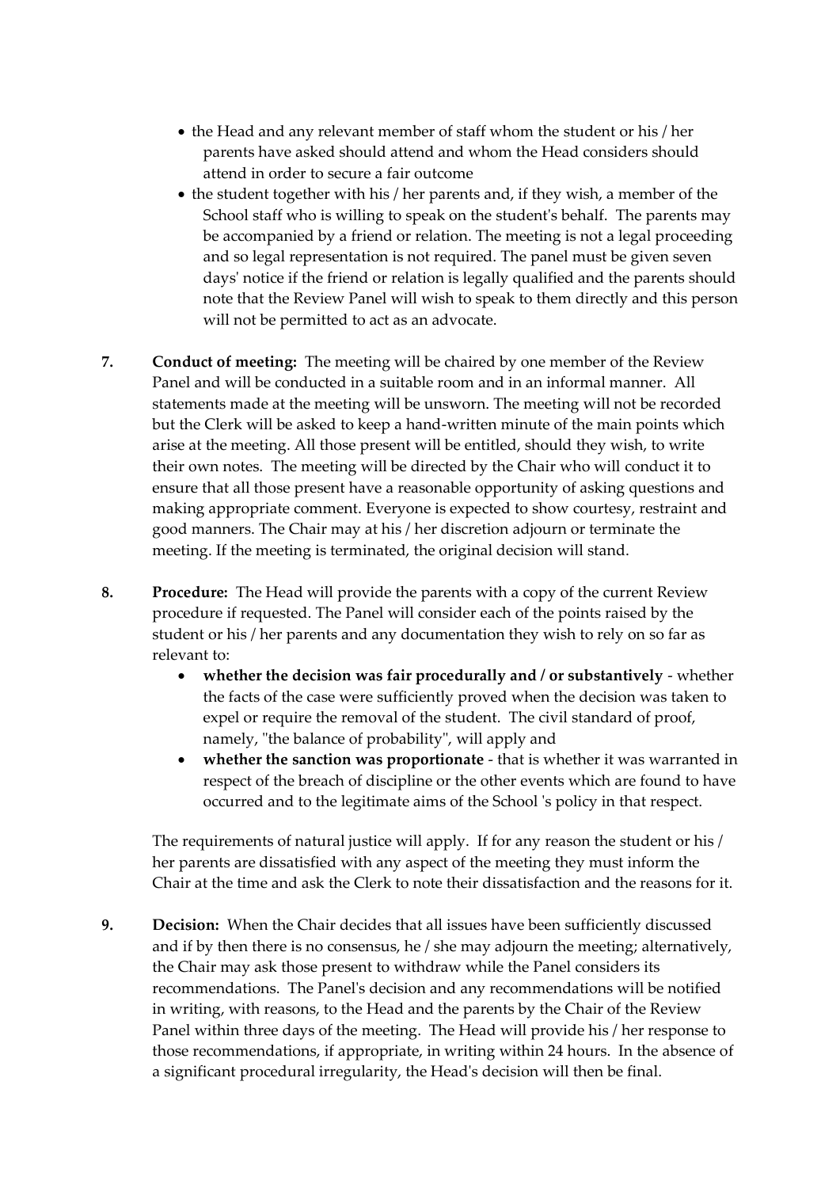- the Head and any relevant member of staff whom the student or his / her parents have asked should attend and whom the Head considers should attend in order to secure a fair outcome
- the student together with his / her parents and, if they wish, a member of the School staff who is willing to speak on the student's behalf. The parents may be accompanied by a friend or relation. The meeting is not a legal proceeding and so legal representation is not required. The panel must be given seven days' notice if the friend or relation is legally qualified and the parents should note that the Review Panel will wish to speak to them directly and this person will not be permitted to act as an advocate.

7. **Conduct of meeting:** The meeting will be chaired by one member of the Review Panel and will be conducted in a suitable room and in an informal manner. All statements made at the meeting will be unsworn. The meeting will not be recorded but the Clerk will be asked to keep a hand-written minute of the main points which arise at the meeting. All those present will be entitled, should they wish, to write their own notes. The meeting will be directed by the Chair who will conduct it to ensure that all those present have a reasonable opportunity of asking questions and making appropriate comment. Everyone is expected to show courtesy, restraint and good manners. The Chair may at his / her discretion adjourn or terminate the meeting. If the meeting is terminated, the original decision will stand.

8. **Procedure:** The Head will provide the parents with a copy of the current Review procedure if requested. The Panel will consider each of the points raised by the student or his / her parents and any documentation they wish to rely on so far as relevant to:
   - **whether the decision was fair procedurally and / or substantively** - whether the facts of the case were sufficiently proved when the decision was taken to expel or require the removal of the student. The civil standard of proof, namely, "the balance of probability", will apply and
   - **whether the sanction was proportionate** - that is whether it was warranted in respect of the breach of discipline or the other events which are found to have occurred and to the legitimate aims of the School 's policy in that respect.

   The requirements of natural justice will apply. If for any reason the student or his / her parents are dissatisfied with any aspect of the meeting they must inform the Chair at the time and ask the Clerk to note their dissatisfaction and the reasons for it.

9. **Decision:** When the Chair decides that all issues have been sufficiently discussed and if by then there is no consensus, he / she may adjourn the meeting; alternatively, the Chair may ask those present to withdraw while the Panel considers its recommendations. The Panel's decision and any recommendations will be notified in writing, with reasons, to the Head and the parents by the Chair of the Review Panel within three days of the meeting. The Head will provide his / her response to those recommendations, if appropriate, in writing within 24 hours. In the absence of a significant procedural irregularity, the Head's decision will then be final.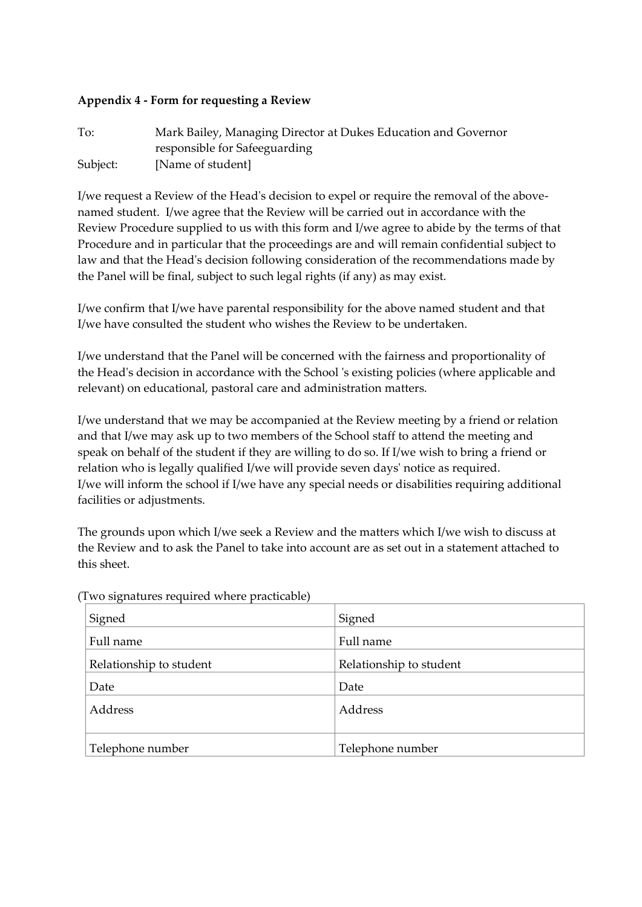**Appendix 4 - Form for requesting a Review**

To: Mark Bailey, Managing Director at Dukes Education and Governor responsible for Safeguarding
Subject: [Name of student]

I/we request a Review of the Head's decision to expel or require the removal of the above-named student. I/we agree that the Review will be carried out in accordance with the Review Procedure supplied to us with this form and I/we agree to abide by the terms of that Procedure and in particular that the proceedings are and will remain confidential subject to law and that the Head's decision following consideration of the recommendations made by the Panel will be final, subject to such legal rights (if any) as may exist.

I/we confirm that I/we have parental responsibility for the above named student and that I/we have consulted the student who wishes the Review to be undertaken.

I/we understand that the Panel will be concerned with the fairness and proportionality of the Head's decision in accordance with the School 's existing policies (where applicable and relevant) on educational, pastoral care and administration matters.

I/we understand that we may be accompanied at the Review meeting by a friend or relation and that I/we may ask up to two members of the School staff to attend the meeting and speak on behalf of the student if they are willing to do so. If I/we wish to bring a friend or relation who is legally qualified I/we will provide seven days' notice as required.
I/we will inform the school if I/we have any special needs or disabilities requiring additional facilities or adjustments.

The grounds upon which I/we seek a Review and the matters which I/we wish to discuss at the Review and to ask the Panel to take into account are as set out in a statement attached to this sheet.

(Two signatures required where practicable)

| | |
|---|---|
| Signed | Signed |
| Full name | Full name |
| Relationship to student | Relationship to student |
| Date | Date |
| Address | Address |
| Telephone number | Telephone number |